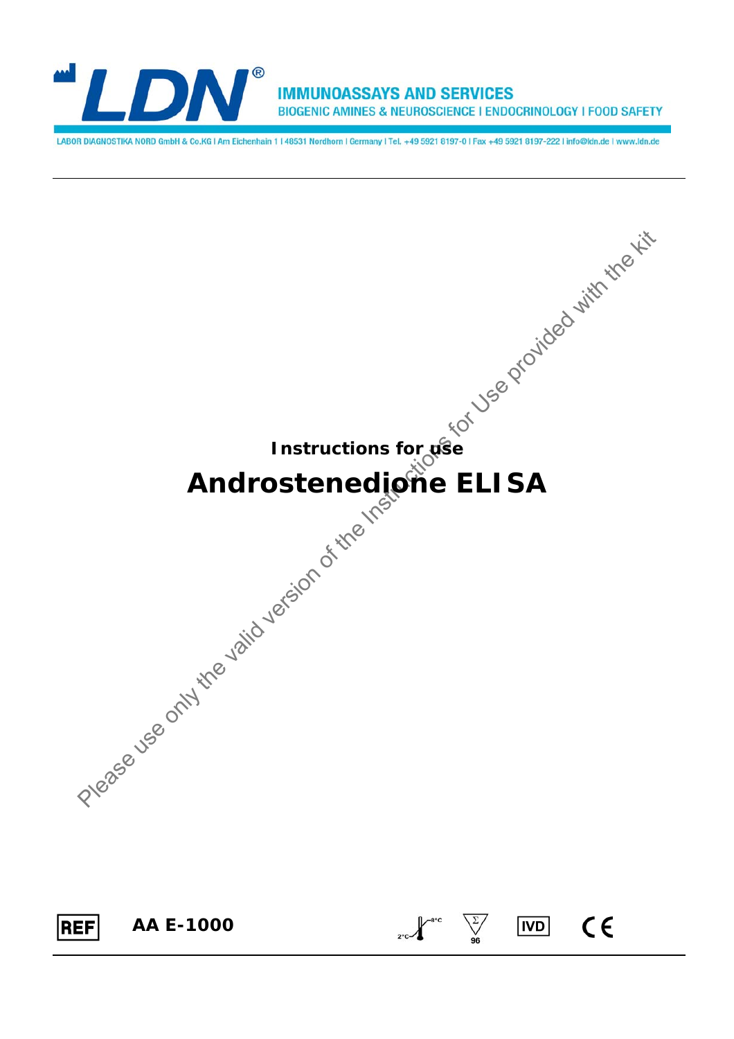**LDN®** IMMUNOASSAYS AND SERVICES
BIOGENIC AMINES & NEUROSCIENCE I ENDOCRINOLOGY I FOOD SAFETY

LABOR DIAGNOSTIKA NORD GmbH & Co.KG I Am Eichenhain 1 I 48531 Nordhorn I Germany I Tel. +49 5921 8197-0 I Fax +49 5921 8197-222 I info@ldn.de I www.ldn.de

Please use only the valid version of the Instructions for Use provided with the kit

**Instructions for use**

# Androstenedione ELISA

REF **AA E-1000**

2°C–8°C | Σ 96 | IVD | CE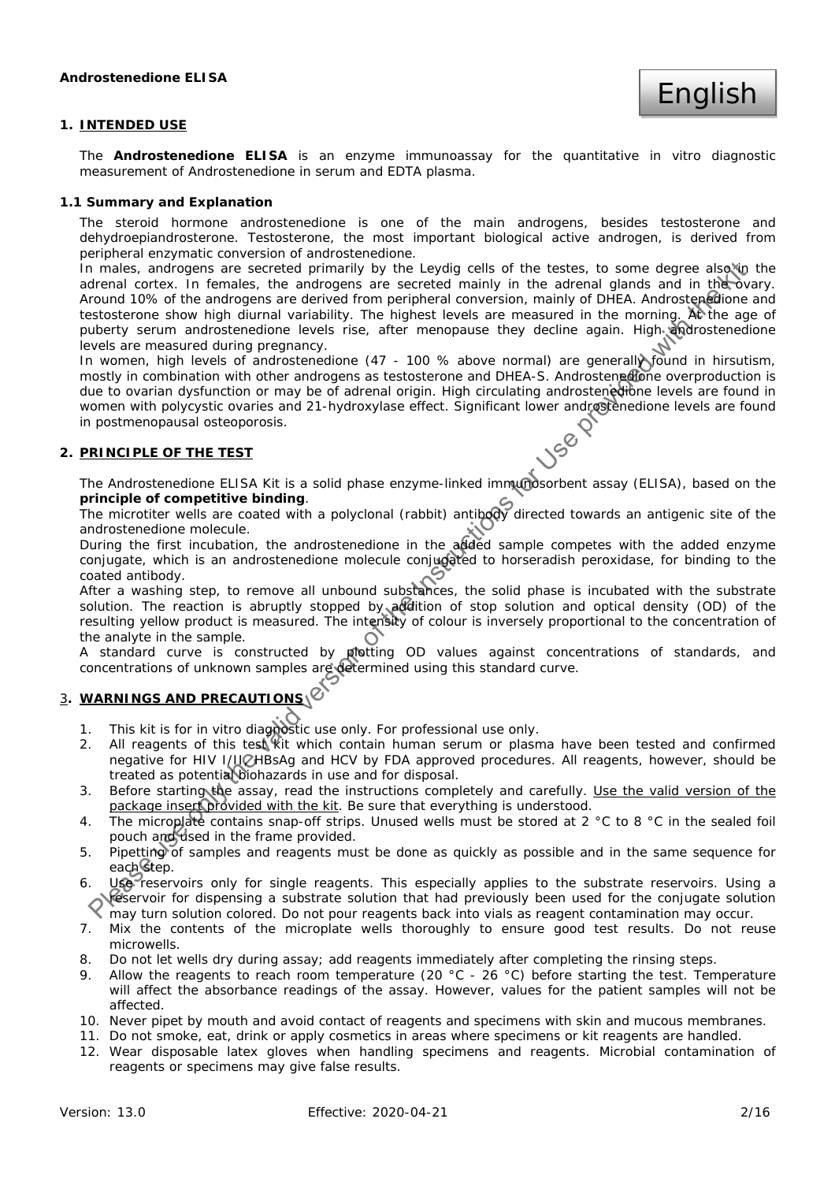**Androstenedione ELISA**

English

## 1. INTENDED USE

The **Androstenedione ELISA** is an enzyme immunoassay for the quantitative in vitro diagnostic measurement of Androstenedione in serum and EDTA plasma.

### 1.1 Summary and Explanation

The steroid hormone androstenedione is one of the main androgens, besides testosterone and dehydroepiandrosterone. Testosterone, the most important biological active androgen, is derived from peripheral enzymatic conversion of androstenedione.

In males, androgens are secreted primarily by the Leydig cells of the testes, to some degree also in the adrenal cortex. In females, the androgens are secreted mainly in the adrenal glands and in the ovary. Around 10% of the androgens are derived from peripheral conversion, mainly of DHEA. Androstenedione and testosterone show high diurnal variability. The highest levels are measured in the morning. At the age of puberty serum androstenedione levels rise, after menopause they decline again. High androstenedione levels are measured during pregnancy.

In women, high levels of androstenedione (47 - 100 % above normal) are generally found in hirsutism, mostly in combination with other androgens as testosterone and DHEA-S. Androstenedione overproduction is due to ovarian dysfunction or may be of adrenal origin. High circulating androstenedione levels are found in women with polycystic ovaries and 21-hydroxylase effect. Significant lower androstenedione levels are found in postmenopausal osteoporosis.

## 2. PRINCIPLE OF THE TEST

The Androstenedione ELISA Kit is a solid phase enzyme-linked immunosorbent assay (ELISA), based on the **principle of competitive binding**.

The microtiter wells are coated with a polyclonal (rabbit) antibody directed towards an antigenic site of the androstenedione molecule.

During the first incubation, the androstenedione in the added sample competes with the added enzyme conjugate, which is an androstenedione molecule conjugated to horseradish peroxidase, for binding to the coated antibody.

After a washing step, to remove all unbound substances, the solid phase is incubated with the substrate solution. The reaction is abruptly stopped by addition of stop solution and optical density (OD) of the resulting yellow product is measured. The intensity of colour is inversely proportional to the concentration of the analyte in the sample.

A standard curve is constructed by plotting OD values against concentrations of standards, and concentrations of unknown samples are determined using this standard curve.

## 3. WARNINGS AND PRECAUTIONS

1. This kit is for in vitro diagnostic use only. For professional use only.
2. All reagents of this test kit which contain human serum or plasma have been tested and confirmed negative for HIV I/II, HBsAg and HCV by FDA approved procedures. All reagents, however, should be treated as potential biohazards in use and for disposal.
3. Before starting the assay, read the instructions completely and carefully. Use the valid version of the package insert provided with the kit. Be sure that everything is understood.
4. The microplate contains snap-off strips. Unused wells must be stored at 2 °C to 8 °C in the sealed foil pouch and used in the frame provided.
5. Pipetting of samples and reagents must be done as quickly as possible and in the same sequence for each step.
6. Use reservoirs only for single reagents. This especially applies to the substrate reservoirs. Using a reservoir for dispensing a substrate solution that had previously been used for the conjugate solution may turn solution colored. Do not pour reagents back into vials as reagent contamination may occur.
7. Mix the contents of the microplate wells thoroughly to ensure good test results. Do not reuse microwells.
8. Do not let wells dry during assay; add reagents immediately after completing the rinsing steps.
9. Allow the reagents to reach room temperature (20 °C - 26 °C) before starting the test. Temperature will affect the absorbance readings of the assay. However, values for the patient samples will not be affected.
10. Never pipet by mouth and avoid contact of reagents and specimens with skin and mucous membranes.
11. Do not smoke, eat, drink or apply cosmetics in areas where specimens or kit reagents are handled.
12. Wear disposable latex gloves when handling specimens and reagents. Microbial contamination of reagents or specimens may give false results.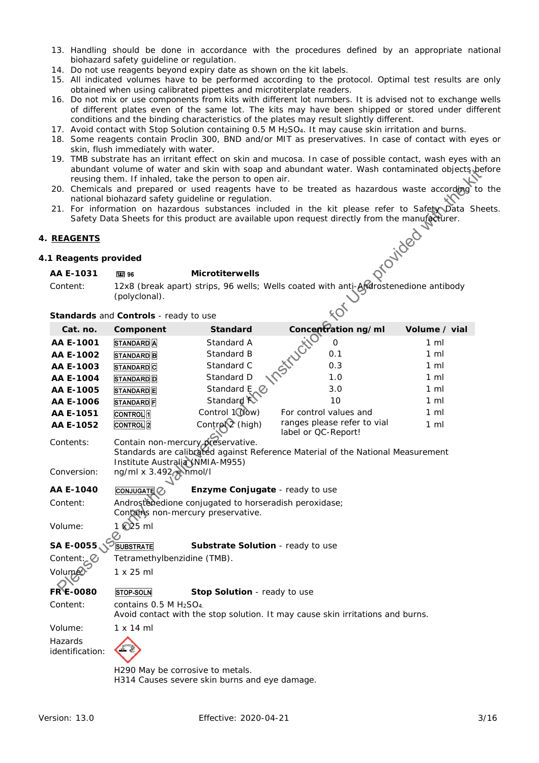13. Handling should be done in accordance with the procedures defined by an appropriate national biohazard safety guideline or regulation.
14. Do not use reagents beyond expiry date as shown on the kit labels.
15. All indicated volumes have to be performed according to the protocol. Optimal test results are only obtained when using calibrated pipettes and microtiterplate readers.
16. Do not mix or use components from kits with different lot numbers. It is advised not to exchange wells of different plates even of the same lot. The kits may have been shipped or stored under different conditions and the binding characteristics of the plates may result slightly different.
17. Avoid contact with Stop Solution containing 0.5 M $H_2SO_4$. It may cause skin irritation and burns.
18. Some reagents contain Proclin 300, BND and/or MIT as preservatives. In case of contact with eyes or skin, flush immediately with water.
19. TMB substrate has an irritant effect on skin and mucosa. In case of possible contact, wash eyes with an abundant volume of water and skin with soap and abundant water. Wash contaminated objects before reusing them. If inhaled, take the person to open air.
20. Chemicals and prepared or used reagents have to be treated as hazardous waste according to the national biohazard safety guideline or regulation.
21. For information on hazardous substances included in the kit please refer to Safety Data Sheets. Safety Data Sheets for this product are available upon request directly from the manufacturer.

## 4. REAGENTS

### 4.1 Reagents provided

**AA E-1031** 96 **Microtiterwells**

Content: 12x8 (break apart) strips, 96 wells; Wells coated with anti-Androstenedione antibody (polyclonal).

**Standards** and **Controls** - ready to use

| Cat. no. | Component | Standard | Concentration ng/ml | Volume / vial |
|---|---|---|---|---|
| **AA E-1001** | STANDARD A | Standard A | 0 | 1 ml |
| **AA E-1002** | STANDARD B | Standard B | 0.1 | 1 ml |
| **AA E-1003** | STANDARD C | Standard C | 0.3 | 1 ml |
| **AA E-1004** | STANDARD D | Standard D | 1.0 | 1 ml |
| **AA E-1005** | STANDARD E | Standard E | 3.0 | 1 ml |
| **AA E-1006** | STANDARD F | Standard F | 10 | 1 ml |
| **AA E-1051** | CONTROL 1 | Control 1 (low) | For control values and ranges please refer to vial label or QC-Report! | 1 ml |
| **AA E-1052** | CONTROL 2 | Control 2 (high) | | 1 ml |

Contents: Contain non-mercury preservative.
Standards are calibrated against Reference Material of the National Measurement Institute Australia (NMIA-M955)

Conversion: ng/ml x 3.492 = nmol/l

**AA E-1040** CONJUGATE **Enzyme Conjugate** - ready to use

Content: Androstenedione conjugated to horseradish peroxidase;
Contains non-mercury preservative.

Volume: 1 x 25 ml

**SA E-0055** SUBSTRATE **Substrate Solution** - ready to use

Content: Tetramethylbenzidine (TMB).

Volume: 1 x 25 ml

**FR E-0080** STOP-SOLN **Stop Solution** - ready to use

Content: contains 0.5 M $H_2SO_4$.
Avoid contact with the stop solution. It may cause skin irritations and burns.

Volume: 1 x 14 ml

Hazards identification:

H290 May be corrosive to metals.
H314 Causes severe skin burns and eye damage.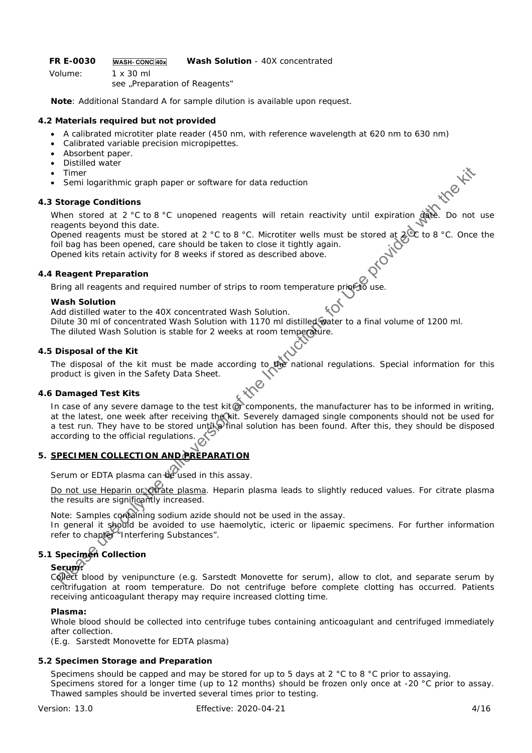**FR E-0030** WASH- CONC 40x **Wash Solution** - 40X concentrated

Volume: 1 x 30 ml

see „Preparation of Reagents"

**Note**: Additional Standard A for sample dilution is available upon request.

### 4.2 Materials required but not provided

- A calibrated microtiter plate reader (450 nm, with reference wavelength at 620 nm to 630 nm)
- Calibrated variable precision micropipettes.
- Absorbent paper.
- Distilled water
- Timer
- Semi logarithmic graph paper or software for data reduction

### 4.3 Storage Conditions

When stored at 2 °C to 8 °C unopened reagents will retain reactivity until expiration date. Do not use reagents beyond this date.

Opened reagents must be stored at 2 °C to 8 °C. Microtiter wells must be stored at 2 °C to 8 °C. Once the foil bag has been opened, care should be taken to close it tightly again.

Opened kits retain activity for 8 weeks if stored as described above.

### 4.4 Reagent Preparation

Bring all reagents and required number of strips to room temperature prior to use.

**Wash Solution**

Add distilled water to the 40X concentrated Wash Solution.

Dilute 30 ml of concentrated Wash Solution with 1170 ml distilled water to a final volume of 1200 ml.

The diluted Wash Solution is stable for 2 weeks at room temperature.

### 4.5 Disposal of the Kit

The disposal of the kit must be made according to the national regulations. Special information for this product is given in the Safety Data Sheet.

### 4.6 Damaged Test Kits

In case of any severe damage to the test kit or components, the manufacturer has to be informed in writing, at the latest, one week after receiving the kit. Severely damaged single components should not be used for a test run. They have to be stored until a final solution has been found. After this, they should be disposed according to the official regulations.

## 5. SPECIMEN COLLECTION AND PREPARATION

Serum or EDTA plasma can be used in this assay.

Do not use Heparin or citrate plasma. Heparin plasma leads to slightly reduced values. For citrate plasma the results are significantly increased.

Note: Samples containing sodium azide should not be used in the assay.

In general it should be avoided to use haemolytic, icteric or lipaemic specimens. For further information refer to chapter "Interfering Substances".

### 5.1 Specimen Collection

**Serum:**

Collect blood by venipuncture (e.g. Sarstedt Monovette for serum), allow to clot, and separate serum by centrifugation at room temperature. Do not centrifuge before complete clotting has occurred. Patients receiving anticoagulant therapy may require increased clotting time.

**Plasma:**

Whole blood should be collected into centrifuge tubes containing anticoagulant and centrifuged immediately after collection.

(E.g. Sarstedt Monovette for EDTA plasma)

### 5.2 Specimen Storage and Preparation

Specimens should be capped and may be stored for up to 5 days at 2 °C to 8 °C prior to assaying.

Specimens stored for a longer time (up to 12 months) should be frozen only once at -20 °C prior to assay. Thawed samples should be inverted several times prior to testing.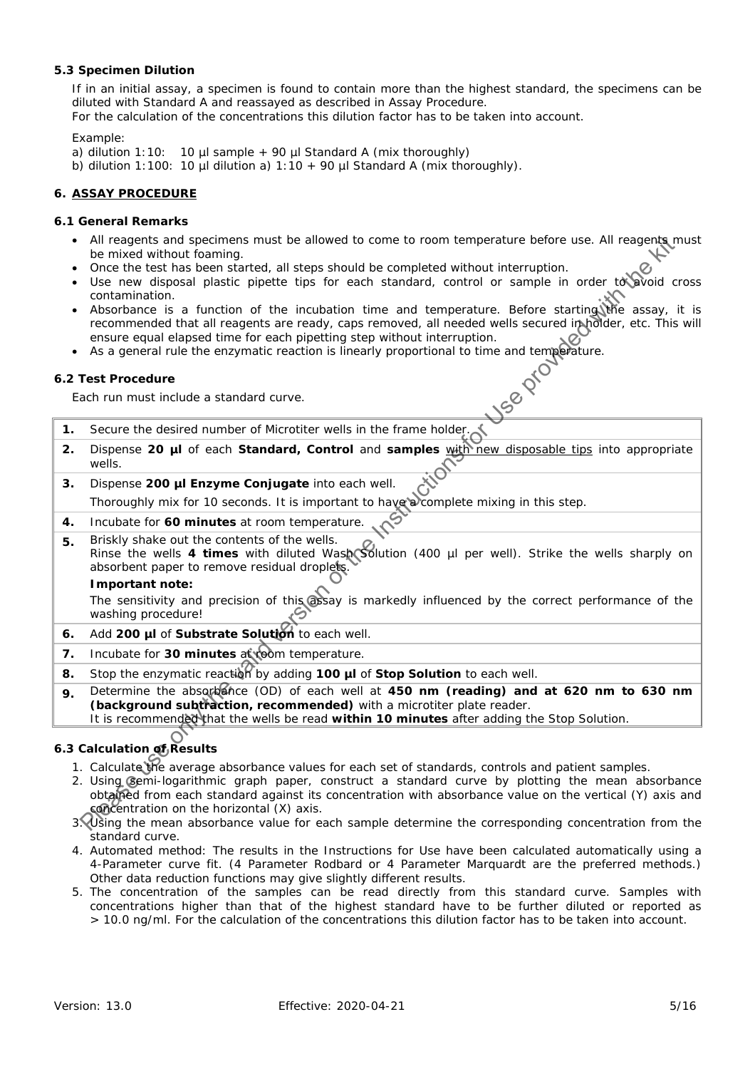### 5.3 Specimen Dilution

If in an initial assay, a specimen is found to contain more than the highest standard, the specimens can be diluted with Standard A and reassayed as described in Assay Procedure.
For the calculation of the concentrations this dilution factor has to be taken into account.

Example:
a) dilution 1:10: 10 µl sample + 90 µl Standard A (mix thoroughly)
b) dilution 1:100: 10 µl dilution a) 1:10 + 90 µl Standard A (mix thoroughly).

## 6. ASSAY PROCEDURE

### 6.1 General Remarks

- All reagents and specimens must be allowed to come to room temperature before use. All reagents must be mixed without foaming.
- Once the test has been started, all steps should be completed without interruption.
- Use new disposal plastic pipette tips for each standard, control or sample in order to avoid cross contamination.
- Absorbance is a function of the incubation time and temperature. Before starting the assay, it is recommended that all reagents are ready, caps removed, all needed wells secured in holder, etc. This will ensure equal elapsed time for each pipetting step without interruption.
- As a general rule the enzymatic reaction is linearly proportional to time and temperature.

### 6.2 Test Procedure

Each run must include a standard curve.

| | |
|---|---|
| **1.** | Secure the desired number of Microtiter wells in the frame holder. |
| **2.** | Dispense **20 µl** of each **Standard, Control** and **samples** with new disposable tips into appropriate wells. |
| **3.** | Dispense **200 µl Enzyme Conjugate** into each well.<br>Thoroughly mix for 10 seconds. It is important to have a complete mixing in this step. |
| **4.** | Incubate for **60 minutes** at room temperature. |
| **5.** | Briskly shake out the contents of the wells.<br>Rinse the wells **4 times** with diluted Wash Solution (400 µl per well). Strike the wells sharply on absorbent paper to remove residual droplets.<br>**Important note:**<br>The sensitivity and precision of this assay is markedly influenced by the correct performance of the washing procedure! |
| **6.** | Add **200 µl** of **Substrate Solution** to each well. |
| **7.** | Incubate for **30 minutes** at room temperature. |
| **8.** | Stop the enzymatic reaction by adding **100 µl** of **Stop Solution** to each well. |
| **9.** | Determine the absorbance (OD) of each well at **450 nm (reading) and at 620 nm to 630 nm (background subtraction, recommended)** with a microtiter plate reader.<br>It is recommended that the wells be read **within 10 minutes** after adding the Stop Solution. |

### 6.3 Calculation of Results

1. Calculate the average absorbance values for each set of standards, controls and patient samples.
2. Using semi-logarithmic graph paper, construct a standard curve by plotting the mean absorbance obtained from each standard against its concentration with absorbance value on the vertical (Y) axis and concentration on the horizontal (X) axis.
3. Using the mean absorbance value for each sample determine the corresponding concentration from the standard curve.
4. Automated method: The results in the Instructions for Use have been calculated automatically using a 4-Parameter curve fit. (4 Parameter Rodbard or 4 Parameter Marquardt are the preferred methods.) Other data reduction functions may give slightly different results.
5. The concentration of the samples can be read directly from this standard curve. Samples with concentrations higher than that of the highest standard have to be further diluted or reported as > 10.0 ng/ml. For the calculation of the concentrations this dilution factor has to be taken into account.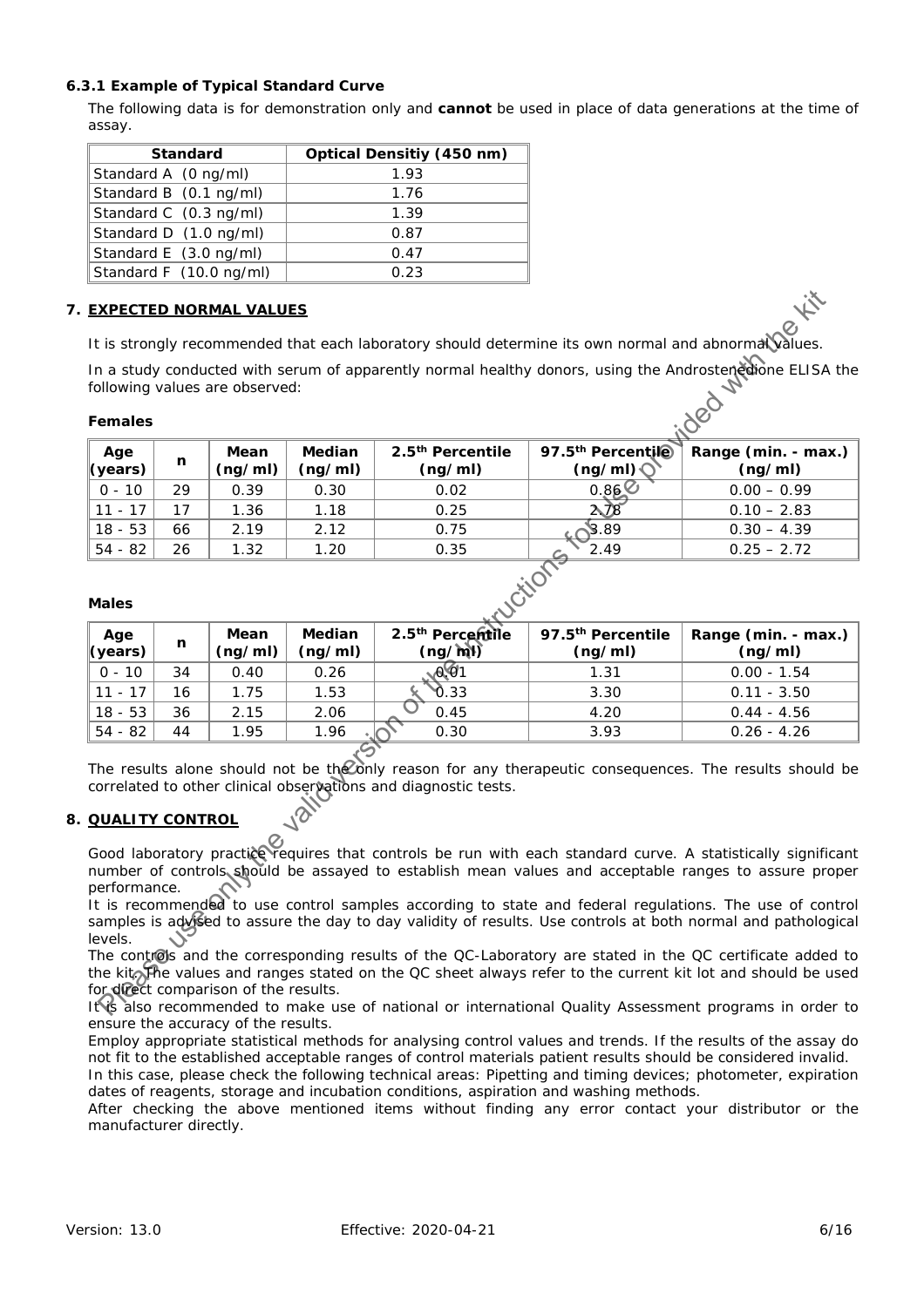### 6.3.1 Example of Typical Standard Curve

The following data is for demonstration only and **cannot** be used in place of data generations at the time of assay.

| Standard | Optical Densitiy (450 nm) |
|---|---|
| Standard A (0 ng/ml) | 1.93 |
| Standard B (0.1 ng/ml) | 1.76 |
| Standard C (0.3 ng/ml) | 1.39 |
| Standard D (1.0 ng/ml) | 0.87 |
| Standard E (3.0 ng/ml) | 0.47 |
| Standard F (10.0 ng/ml) | 0.23 |

## 7. EXPECTED NORMAL VALUES

It is strongly recommended that each laboratory should determine its own normal and abnormal values.

In a study conducted with serum of apparently normal healthy donors, using the Androstenedione ELISA the following values are observed:

**Females**

| Age (years) | n | Mean (ng/ml) | Median (ng/ml) | 2.5th Percentile (ng/ml) | 97.5th Percentile (ng/ml) | Range (min. - max.) (ng/ml) |
|---|---|---|---|---|---|---|
| 0 - 10 | 29 | 0.39 | 0.30 | 0.02 | 0.86 | 0.00 – 0.99 |
| 11 - 17 | 17 | 1.36 | 1.18 | 0.25 | 2.78 | 0.10 – 2.83 |
| 18 - 53 | 66 | 2.19 | 2.12 | 0.75 | 3.89 | 0.30 – 4.39 |
| 54 - 82 | 26 | 1.32 | 1.20 | 0.35 | 2.49 | 0.25 – 2.72 |

**Males**

| Age (years) | n | Mean (ng/ml) | Median (ng/ml) | 2.5th Percentile (ng/ml) | 97.5th Percentile (ng/ml) | Range (min. - max.) (ng/ml) |
|---|---|---|---|---|---|---|
| 0 - 10 | 34 | 0.40 | 0.26 | 0.01 | 1.31 | 0.00 - 1.54 |
| 11 - 17 | 16 | 1.75 | 1.53 | 0.33 | 3.30 | 0.11 - 3.50 |
| 18 - 53 | 36 | 2.15 | 2.06 | 0.45 | 4.20 | 0.44 - 4.56 |
| 54 - 82 | 44 | 1.95 | 1.96 | 0.30 | 3.93 | 0.26 - 4.26 |

The results alone should not be the only reason for any therapeutic consequences. The results should be correlated to other clinical observations and diagnostic tests.

## 8. QUALITY CONTROL

Good laboratory practice requires that controls be run with each standard curve. A statistically significant number of controls should be assayed to establish mean values and acceptable ranges to assure proper performance.

It is recommended to use control samples according to state and federal regulations. The use of control samples is advised to assure the day to day validity of results. Use controls at both normal and pathological levels.

The controls and the corresponding results of the QC-Laboratory are stated in the QC certificate added to the kit. The values and ranges stated on the QC sheet always refer to the current kit lot and should be used for direct comparison of the results.

It is also recommended to make use of national or international Quality Assessment programs in order to ensure the accuracy of the results.

Employ appropriate statistical methods for analysing control values and trends. If the results of the assay do not fit to the established acceptable ranges of control materials patient results should be considered invalid.

In this case, please check the following technical areas: Pipetting and timing devices; photometer, expiration dates of reagents, storage and incubation conditions, aspiration and washing methods.

After checking the above mentioned items without finding any error contact your distributor or the manufacturer directly.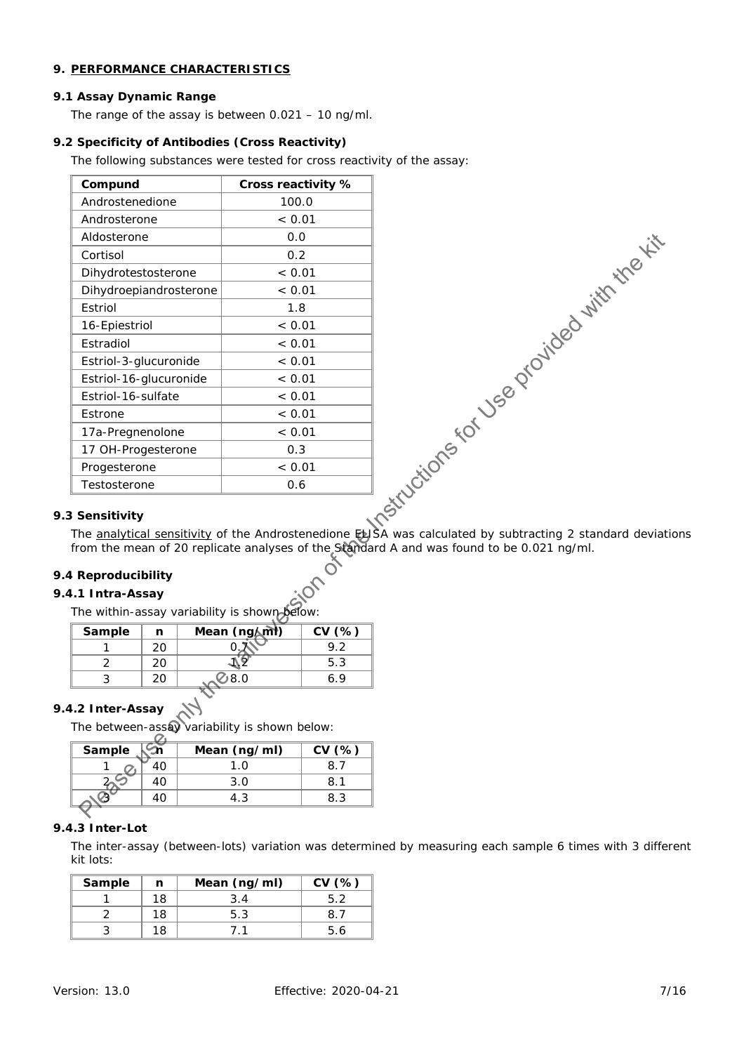## 9. PERFORMANCE CHARACTERISTICS

### 9.1 Assay Dynamic Range

The range of the assay is between 0.021 – 10 ng/ml.

### 9.2 Specificity of Antibodies (Cross Reactivity)

The following substances were tested for cross reactivity of the assay:

| Compund | Cross reactivity % |
|---|---|
| Androstenedione | 100.0 |
| Androsterone | < 0.01 |
| Aldosterone | 0.0 |
| Cortisol | 0.2 |
| Dihydrotestosterone | < 0.01 |
| Dihydroepiandrosterone | < 0.01 |
| Estriol | 1.8 |
| 16-Epiestriol | < 0.01 |
| Estradiol | < 0.01 |
| Estriol-3-glucuronide | < 0.01 |
| Estriol-16-glucuronide | < 0.01 |
| Estriol-16-sulfate | < 0.01 |
| Estrone | < 0.01 |
| 17a-Pregnenolone | < 0.01 |
| 17 OH-Progesterone | 0.3 |
| Progesterone | < 0.01 |
| Testosterone | 0.6 |

### 9.3 Sensitivity

The analytical sensitivity of the Androstenedione ELISA was calculated by subtracting 2 standard deviations from the mean of 20 replicate analyses of the Standard A and was found to be 0.021 ng/ml.

### 9.4 Reproducibility

#### 9.4.1 Intra-Assay

The within-assay variability is shown below:

| Sample | n | Mean (ng/ml) | CV (%) |
|---|---|---|---|
| 1 | 20 | 0.7 | 9.2 |
| 2 | 20 | 1.2 | 5.3 |
| 3 | 20 | 8.0 | 6.9 |

#### 9.4.2 Inter-Assay

The between-assay variability is shown below:

| Sample | n | Mean (ng/ml) | CV (%) |
|---|---|---|---|
| 1 | 40 | 1.0 | 8.7 |
| 2 | 40 | 3.0 | 8.1 |
| 3 | 40 | 4.3 | 8.3 |

#### 9.4.3 Inter-Lot

The inter-assay (between-lots) variation was determined by measuring each sample 6 times with 3 different kit lots:

| Sample | n | Mean (ng/ml) | CV (%) |
|---|---|---|---|
| 1 | 18 | 3.4 | 5.2 |
| 2 | 18 | 5.3 | 8.7 |
| 3 | 18 | 7.1 | 5.6 |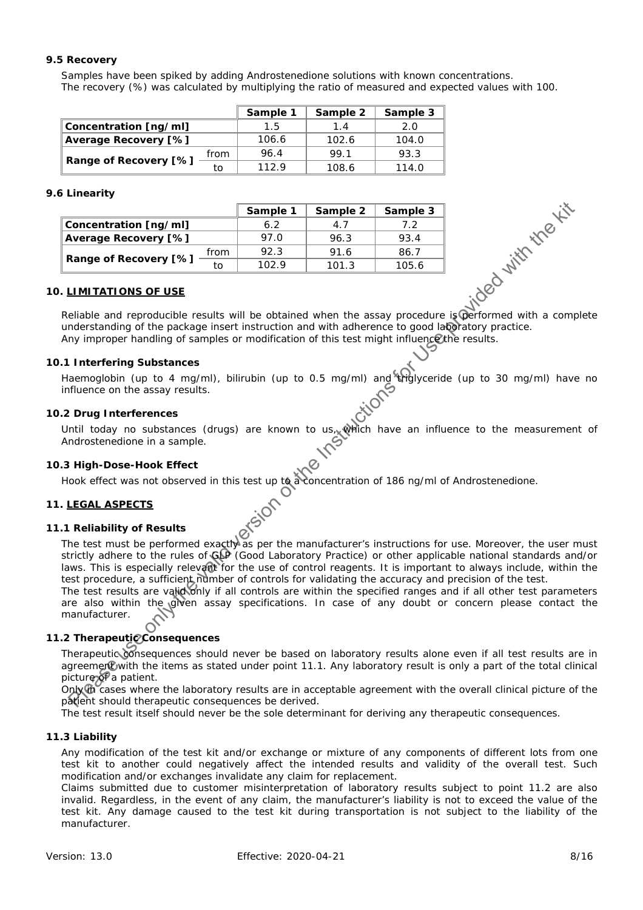### 9.5 Recovery

Samples have been spiked by adding Androstenedione solutions with known concentrations.
The recovery (%) was calculated by multiplying the ratio of measured and expected values with 100.

| | | Sample 1 | Sample 2 | Sample 3 |
|---|---|---|---|---|
| **Concentration [ng/ml]** | | 1.5 | 1.4 | 2.0 |
| **Average Recovery [%]** | | 106.6 | 102.6 | 104.0 |
| **Range of Recovery [%]** | from | 96.4 | 99.1 | 93.3 |
| | to | 112.9 | 108.6 | 114.0 |

### 9.6 Linearity

| | | Sample 1 | Sample 2 | Sample 3 |
|---|---|---|---|---|
| **Concentration [ng/ml]** | | 6.2 | 4.7 | 7.2 |
| **Average Recovery [%]** | | 97.0 | 96.3 | 93.4 |
| **Range of Recovery [%]** | from | 92.3 | 91.6 | 86.7 |
| | to | 102.9 | 101.3 | 105.6 |

## 10. LIMITATIONS OF USE

Reliable and reproducible results will be obtained when the assay procedure is performed with a complete understanding of the package insert instruction and with adherence to good laboratory practice.
Any improper handling of samples or modification of this test might influence the results.

### 10.1 Interfering Substances

Haemoglobin (up to 4 mg/ml), bilirubin (up to 0.5 mg/ml) and triglyceride (up to 30 mg/ml) have no influence on the assay results.

### 10.2 Drug Interferences

Until today no substances (drugs) are known to us, which have an influence to the measurement of Androstenedione in a sample.

### 10.3 High-Dose-Hook Effect

Hook effect was not observed in this test up to a concentration of 186 ng/ml of Androstenedione.

## 11. LEGAL ASPECTS

### 11.1 Reliability of Results

The test must be performed exactly as per the manufacturer's instructions for use. Moreover, the user must strictly adhere to the rules of GLP (Good Laboratory Practice) or other applicable national standards and/or laws. This is especially relevant for the use of control reagents. It is important to always include, within the test procedure, a sufficient number of controls for validating the accuracy and precision of the test.
The test results are valid only if all controls are within the specified ranges and if all other test parameters are also within the given assay specifications. In case of any doubt or concern please contact the manufacturer.

### 11.2 Therapeutic Consequences

Therapeutic consequences should never be based on laboratory results alone even if all test results are in agreement with the items as stated under point 11.1. Any laboratory result is only a part of the total clinical picture of a patient.
Only in cases where the laboratory results are in acceptable agreement with the overall clinical picture of the patient should therapeutic consequences be derived.
The test result itself should never be the sole determinant for deriving any therapeutic consequences.

### 11.3 Liability

Any modification of the test kit and/or exchange or mixture of any components of different lots from one test kit to another could negatively affect the intended results and validity of the overall test. Such modification and/or exchanges invalidate any claim for replacement.
Claims submitted due to customer misinterpretation of laboratory results subject to point 11.2 are also invalid. Regardless, in the event of any claim, the manufacturer's liability is not to exceed the value of the test kit. Any damage caused to the test kit during transportation is not subject to the liability of the manufacturer.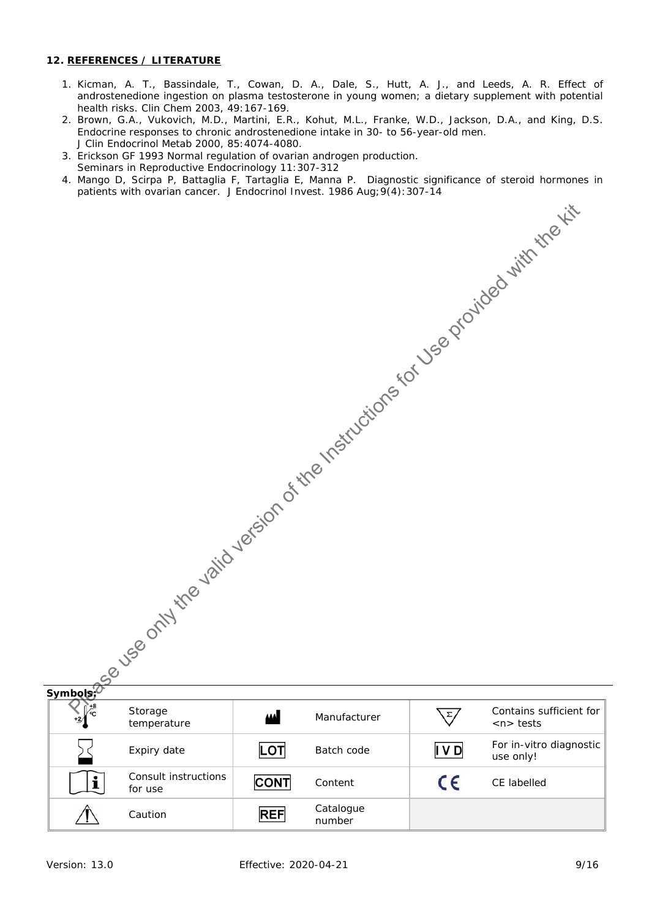## 12. REFERENCES / LITERATURE

1. Kicman, A. T., Bassindale, T., Cowan, D. A., Dale, S., Hutt, A. J., and Leeds, A. R. Effect of androstenedione ingestion on plasma testosterone in young women; a dietary supplement with potential health risks. Clin Chem 2003, 49:167-169.
2. Brown, G.A., Vukovich, M.D., Martini, E.R., Kohut, M.L., Franke, W.D., Jackson, D.A., and King, D.S. Endocrine responses to chronic androstenedione intake in 30- to 56-year-old men. J Clin Endocrinol Metab 2000, 85:4074-4080.
3. Erickson GF 1993 Normal regulation of ovarian androgen production. Seminars in Reproductive Endocrinology 11:307-312
4. Mango D, Scirpa P, Battaglia F, Tartaglia E, Manna P. Diagnostic significance of steroid hormones in patients with ovarian cancer. J Endocrinol Invest. 1986 Aug;9(4):307-14

Please use only the valid version of the Instructions for Use provided with the kit

**Symbols:**

| Symbol | Meaning | Symbol | Meaning | Symbol | Meaning |
|---|---|---|---|---|---|
| +2 °C / +8 | Storage temperature | | Manufacturer | Σ | Contains sufficient for <n> tests |
| | Expiry date | LOT | Batch code | IVD | For in-vitro diagnostic use only! |
| i | Consult instructions for use | CONT | Content | CE | CE labelled |
| ⚠ | Caution | REF | Catalogue number | | |

Version: 13.0 Effective: 2020-04-21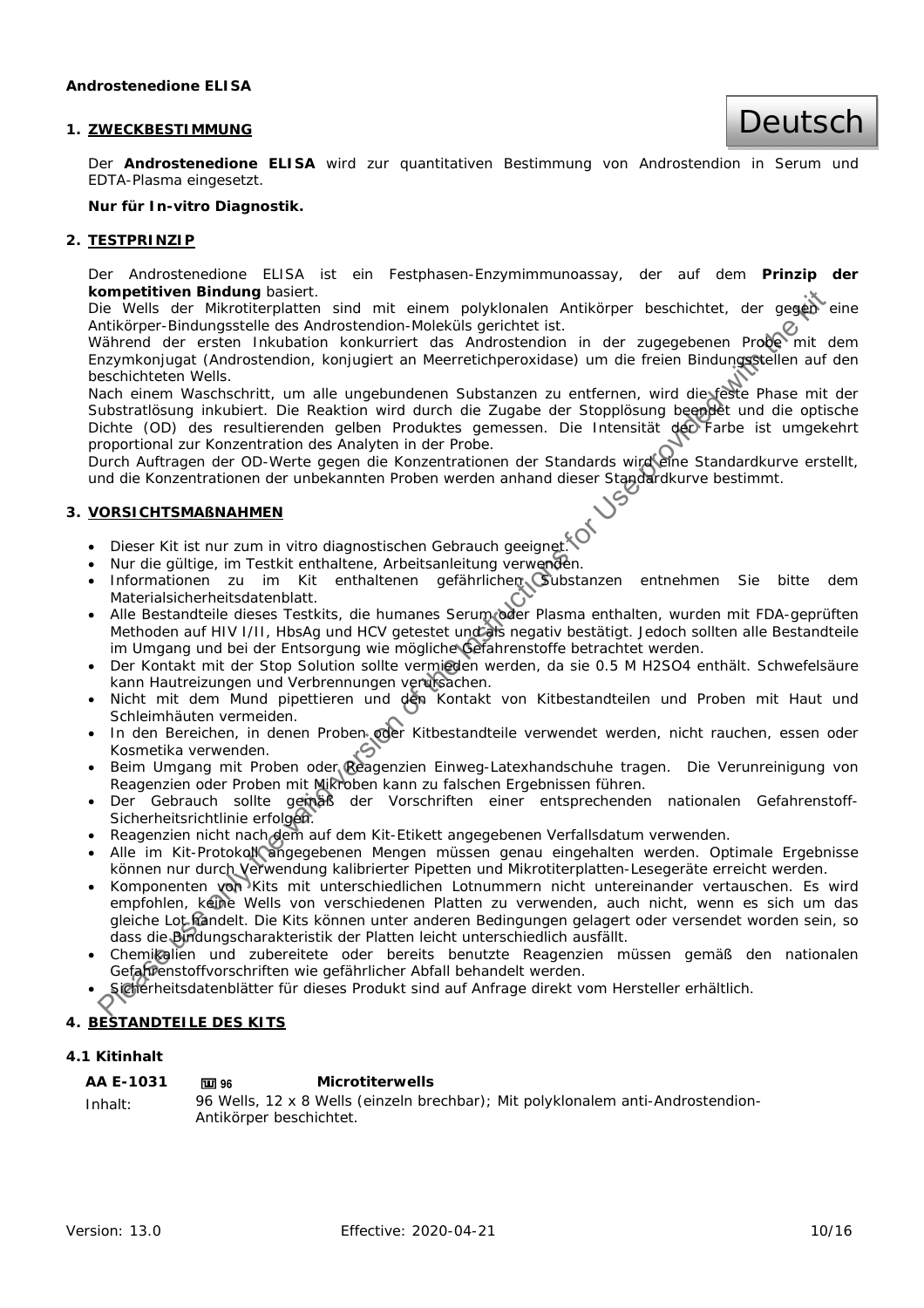**Androstenedione ELISA**

Deutsch

## 1. ZWECKBESTIMMUNG

Der **Androstenedione ELISA** wird zur quantitativen Bestimmung von Androstendion in Serum und EDTA-Plasma eingesetzt.

**Nur für In-vitro Diagnostik.**

## 2. TESTPRINZIP

Der Androstenedione ELISA ist ein Festphasen-Enzymimmunoassay, der auf dem **Prinzip der kompetitiven Bindung** basiert.
Die Wells der Mikrotiterplatten sind mit einem polyklonalen Antikörper beschichtet, der gegen eine Antikörper-Bindungsstelle des Androstendion-Moleküls gerichtet ist.
Während der ersten Inkubation konkurriert das Androstendion in der zugegebenen Probe mit dem Enzymkonjugat (Androstendion, konjugiert an Meerretichperoxidase) um die freien Bindungsstellen auf den beschichteten Wells.
Nach einem Waschschritt, um alle ungebundenen Substanzen zu entfernen, wird die feste Phase mit der Substratlösung inkubiert. Die Reaktion wird durch die Zugabe der Stopplösung beendet und die optische Dichte (OD) des resultierenden gelben Produktes gemessen. Die Intensität der Farbe ist umgekehrt proportional zur Konzentration des Analyten in der Probe.
Durch Auftragen der OD-Werte gegen die Konzentrationen der Standards wird eine Standardkurve erstellt, und die Konzentrationen der unbekannten Proben werden anhand dieser Standardkurve bestimmt.

## 3. VORSICHTSMAßNAHMEN

- Dieser Kit ist nur zum in vitro diagnostischen Gebrauch geeignet.
- Nur die gültige, im Testkit enthaltene, Arbeitsanleitung verwenden.
- Informationen zu im Kit enthaltenen gefährlichen Substanzen entnehmen Sie bitte dem Materialsicherheitsdatenblatt.
- Alle Bestandteile dieses Testkits, die humanes Serum oder Plasma enthalten, wurden mit FDA-geprüften Methoden auf HIV I/II, HbsAg und HCV getestet und als negativ bestätigt. Jedoch sollten alle Bestandteile im Umgang und bei der Entsorgung wie mögliche Gefahrenstoffe betrachtet werden.
- Der Kontakt mit der Stop Solution sollte vermieden werden, da sie 0.5 M $H_2SO_4$ enthält. Schwefelsäure kann Hautreizungen und Verbrennungen verursachen.
- Nicht mit dem Mund pipettieren und den Kontakt von Kitbestandteilen und Proben mit Haut und Schleimhäuten vermeiden.
- In den Bereichen, in denen Proben oder Kitbestandteile verwendet werden, nicht rauchen, essen oder Kosmetika verwenden.
- Beim Umgang mit Proben oder Reagenzien Einweg-Latexhandschuhe tragen. Die Verunreinigung von Reagenzien oder Proben mit Mikroben kann zu falschen Ergebnissen führen.
- Der Gebrauch sollte gemäß der Vorschriften einer entsprechenden nationalen Gefahrenstoff-Sicherheitsrichtlinie erfolgen.
- Reagenzien nicht nach dem auf dem Kit-Etikett angegebenen Verfallsdatum verwenden.
- Alle im Kit-Protokoll angegebenen Mengen müssen genau eingehalten werden. Optimale Ergebnisse können nur durch Verwendung kalibrierter Pipetten und Mikrotiterplatten-Lesegeräte erreicht werden.
- Komponenten von Kits mit unterschiedlichen Lotnummern nicht untereinander vertauschen. Es wird empfohlen, keine Wells von verschiedenen Platten zu verwenden, auch nicht, wenn es sich um das gleiche Lot handelt. Die Kits können unter anderen Bedingungen gelagert oder versendet worden sein, so dass die Bindungscharakteristik der Platten leicht unterschiedlich ausfällt.
- Chemikalien und zubereitete oder bereits benutzte Reagenzien müssen gemäß den nationalen Gefahrenstoffvorschriften wie gefährlicher Abfall behandelt werden.
- Sicherheitsdatenblätter für dieses Produkt sind auf Anfrage direkt vom Hersteller erhältlich.

## 4. BESTANDTEILE DES KITS

### 4.1 Kitinhalt

**AA E-1031** 96 **Microtiterwells**

Inhalt: 96 Wells, 12 x 8 Wells (einzeln brechbar); Mit polyklonalem anti-Androstendion-Antikörper beschichtet.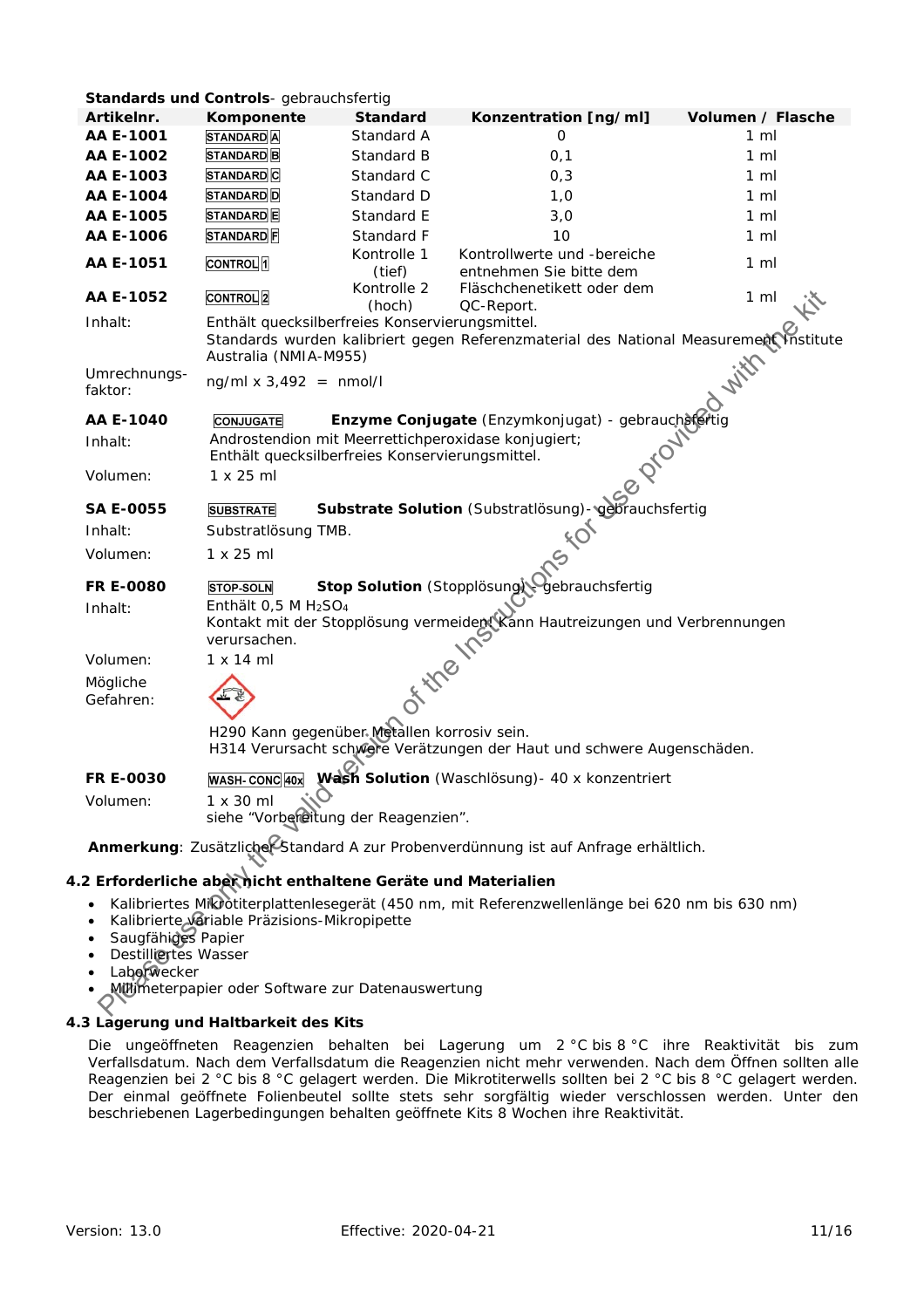**Standards und Controls**- gebrauchsfertig

| Artikelnr. | Komponente | Standard | Konzentration [ng/ml] | Volumen / Flasche |
|---|---|---|---|---|
| **AA E-1001** | STANDARD A | Standard A | 0 | 1 ml |
| **AA E-1002** | STANDARD B | Standard B | 0,1 | 1 ml |
| **AA E-1003** | STANDARD C | Standard C | 0,3 | 1 ml |
| **AA E-1004** | STANDARD D | Standard D | 1,0 | 1 ml |
| **AA E-1005** | STANDARD E | Standard E | 3,0 | 1 ml |
| **AA E-1006** | STANDARD F | Standard F | 10 | 1 ml |
| **AA E-1051** | CONTROL 1 | Kontrolle 1 (tief) | Kontrollwerte und -bereiche entnehmen Sie bitte dem | 1 ml |
| **AA E-1052** | CONTROL 2 | Kontrolle 2 (hoch) | Fläschchenetikett oder dem QC-Report. | 1 ml |

Inhalt: Enthält quecksilberfreies Konservierungsmittel.
Standards wurden kalibriert gegen Referenzmaterial des National Measurement Institute Australia (NMIA-M955)

Umrechnungsfaktor: ng/ml x 3,492 = nmol/l

**AA E-1040** CONJUGATE **Enzyme Conjugate** (Enzymkonjugat) - gebrauchsfertig

Inhalt: Androstendion mit Meerrettichperoxidase konjugiert;
Enthält quecksilberfreies Konservierungsmittel.

Volumen: 1 x 25 ml

**SA E-0055** SUBSTRATE **Substrate Solution** (Substratlösung)- gebrauchsfertig

Inhalt: Substratlösung TMB.

Volumen: 1 x 25 ml

**FR E-0080** STOP-SOLN **Stop Solution** (Stopplösung)- gebrauchsfertig

Inhalt: Enthält 0,5 M $H_2SO_4$
Kontakt mit der Stopplösung vermeiden! Kann Hautreizungen und Verbrennungen verursachen.

Volumen: 1 x 14 ml

Mögliche Gefahren:

H290 Kann gegenüber Metallen korrosiv sein.
H314 Verursacht schwere Verätzungen der Haut und schwere Augenschäden.

**FR E-0030** WASH-CONC 40x **Wash Solution** (Waschlösung)- 40 x konzentriert

Volumen: 1 x 30 ml
siehe "Vorbereitung der Reagenzien".

**Anmerkung**: Zusätzlicher Standard A zur Probenverdünnung ist auf Anfrage erhältlich.

### 4.2 Erforderliche aber nicht enthaltene Geräte und Materialien

- Kalibriertes Mikrotiterplattenlesegerät (450 nm, mit Referenzwellenlänge bei 620 nm bis 630 nm)
- Kalibrierte variable Präzisions-Mikropipette
- Saugfähiges Papier
- Destilliertes Wasser
- Laborwecker
- Millimeterpapier oder Software zur Datenauswertung

### 4.3 Lagerung und Haltbarkeit des Kits

Die ungeöffneten Reagenzien behalten bei Lagerung um 2 °C bis 8 °C ihre Reaktivität bis zum Verfallsdatum. Nach dem Verfallsdatum die Reagenzien nicht mehr verwenden. Nach dem Öffnen sollten alle Reagenzien bei 2 °C bis 8 °C gelagert werden. Die Mikrotiterwells sollten bei 2 °C bis 8 °C gelagert werden. Der einmal geöffnete Folienbeutel sollte stets sehr sorgfältig wieder verschlossen werden. Unter den beschriebenen Lagerbedingungen behalten geöffnete Kits 8 Wochen ihre Reaktivität.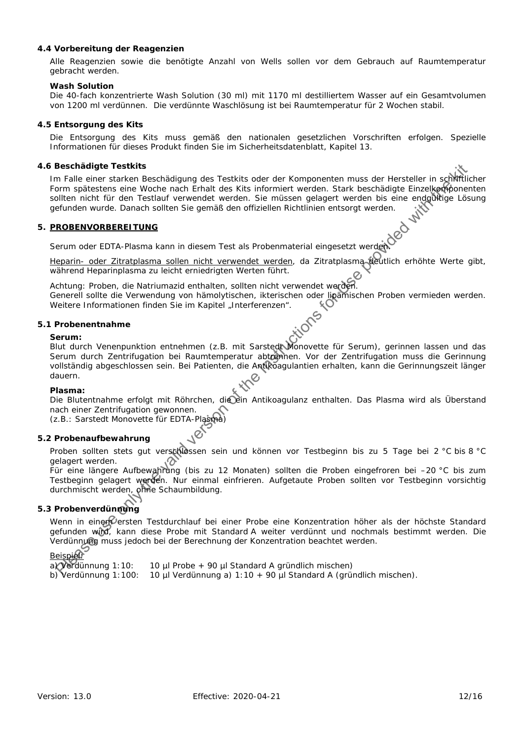### 4.4 Vorbereitung der Reagenzien

Alle Reagenzien sowie die benötigte Anzahl von Wells sollen vor dem Gebrauch auf Raumtemperatur gebracht werden.

**Wash Solution**
Die 40-fach konzentrierte Wash Solution (30 ml) mit 1170 ml destilliertem Wasser auf ein Gesamtvolumen von 1200 ml verdünnen. Die verdünnte Waschlösung ist bei Raumtemperatur für 2 Wochen stabil.

### 4.5 Entsorgung des Kits

Die Entsorgung des Kits muss gemäß den nationalen gesetzlichen Vorschriften erfolgen. Spezielle Informationen für dieses Produkt finden Sie im Sicherheitsdatenblatt, Kapitel 13.

### 4.6 Beschädigte Testkits

Im Falle einer starken Beschädigung des Testkits oder der Komponenten muss der Hersteller in schriftlicher Form spätestens eine Woche nach Erhalt des Kits informiert werden. Stark beschädigte Einzelkomponenten sollten nicht für den Testlauf verwendet werden. Sie müssen gelagert werden bis eine endgültige Lösung gefunden wurde. Danach sollten Sie gemäß den offiziellen Richtlinien entsorgt werden.

## 5. PROBENVORBEREITUNG

Serum oder EDTA-Plasma kann in diesem Test als Probenmaterial eingesetzt werden.

Heparin- oder Zitratplasma sollen nicht verwendet werden, da Zitratplasma deutlich erhöhte Werte gibt, während Heparinplasma zu leicht erniedrigten Werten führt.

Achtung: Proben, die Natriumazid enthalten, sollten nicht verwendet werden.
Generell sollte die Verwendung von hämolytischen, ikterischen oder lipämischen Proben vermieden werden. Weitere Informationen finden Sie im Kapitel „Interferenzen".

### 5.1 Probenentnahme

**Serum:**
Blut durch Venenpunktion entnehmen (z.B. mit Sarstedt Monovette für Serum), gerinnen lassen und das Serum durch Zentrifugation bei Raumtemperatur abtrennen. Vor der Zentrifugation muss die Gerinnung vollständig abgeschlossen sein. Bei Patienten, die Antikoagulantien erhalten, kann die Gerinnungszeit länger dauern.

**Plasma:**
Die Blutentnahme erfolgt mit Röhrchen, die ein Antikoagulanz enthalten. Das Plasma wird als Überstand nach einer Zentrifugation gewonnen.
(z.B.: Sarstedt Monovette für EDTA-Plasma)

### 5.2 Probenaufbewahrung

Proben sollten stets gut verschlossen sein und können vor Testbeginn bis zu 5 Tage bei 2 °C bis 8 °C gelagert werden.
Für eine längere Aufbewahrung (bis zu 12 Monaten) sollten die Proben eingefroren bei –20 °C bis zum Testbeginn gelagert werden. Nur einmal einfrieren. Aufgetaute Proben sollten vor Testbeginn vorsichtig durchmischt werden, ohne Schaumbildung.

### 5.3 Probenverdünnung

Wenn in einem ersten Testdurchlauf bei einer Probe eine Konzentration höher als der höchste Standard gefunden wird, kann diese Probe mit Standard A weiter verdünnt und nochmals bestimmt werden. Die Verdünnung muss jedoch bei der Berechnung der Konzentration beachtet werden.

Beispiel:

a) Verdünnung 1:10: 10 µl Probe + 90 µl Standard A gründlich mischen)
b) Verdünnung 1:100: 10 µl Verdünnung a) 1:10 + 90 µl Standard A (gründlich mischen).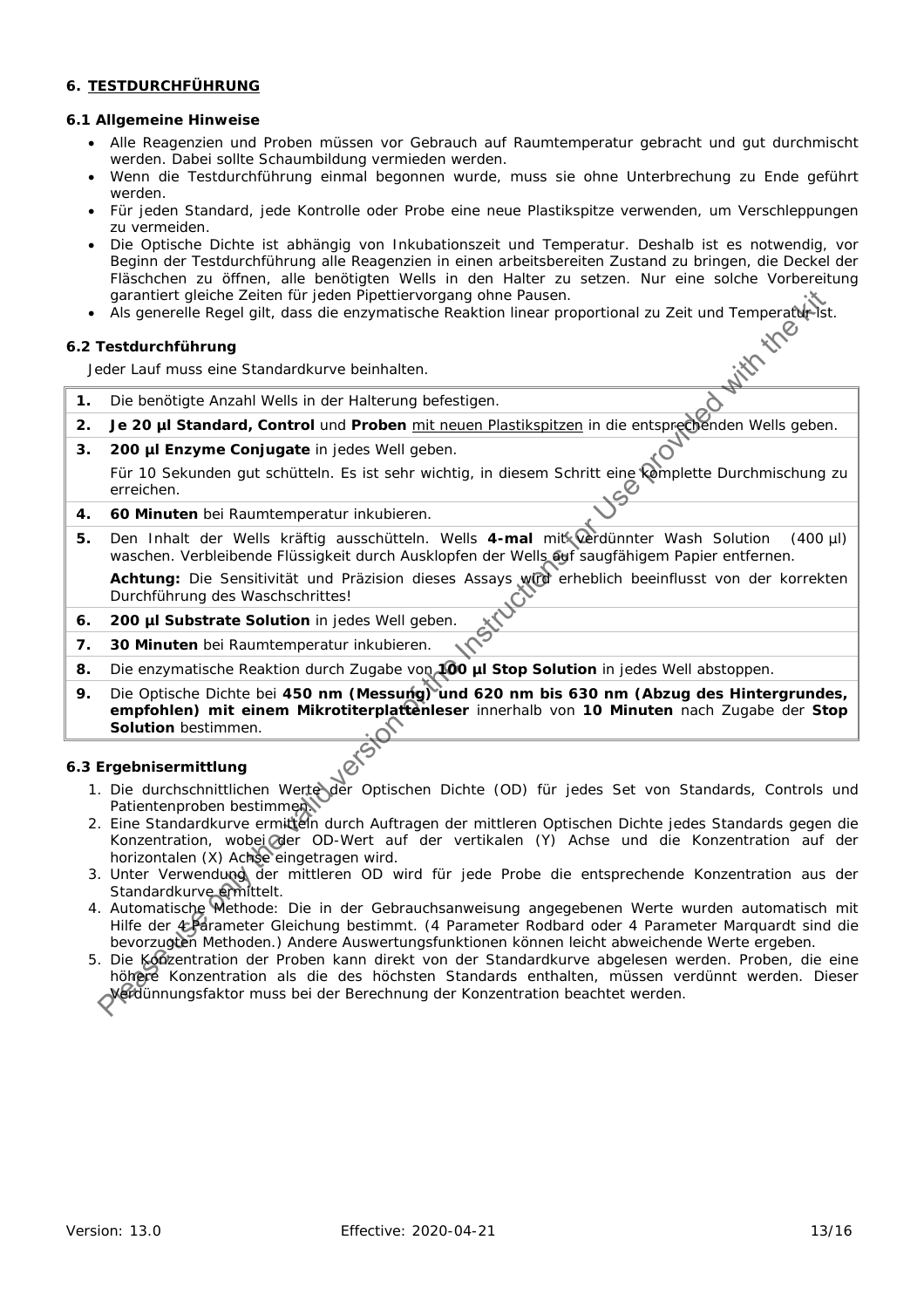## 6. TESTDURCHFÜHRUNG

### 6.1 Allgemeine Hinweise

- Alle Reagenzien und Proben müssen vor Gebrauch auf Raumtemperatur gebracht und gut durchmischt werden. Dabei sollte Schaumbildung vermieden werden.
- Wenn die Testdurchführung einmal begonnen wurde, muss sie ohne Unterbrechung zu Ende geführt werden.
- Für jeden Standard, jede Kontrolle oder Probe eine neue Plastikspitze verwenden, um Verschleppungen zu vermeiden.
- Die Optische Dichte ist abhängig von Inkubationszeit und Temperatur. Deshalb ist es notwendig, vor Beginn der Testdurchführung alle Reagenzien in einen arbeitsbereiten Zustand zu bringen, die Deckel der Fläschchen zu öffnen, alle benötigten Wells in den Halter zu setzen. Nur eine solche Vorbereitung garantiert gleiche Zeiten für jeden Pipettiervorgang ohne Pausen.
- Als generelle Regel gilt, dass die enzymatische Reaktion linear proportional zu Zeit und Temperatur ist.

### 6.2 Testdurchführung

Jeder Lauf muss eine Standardkurve beinhalten.

| | |
|---|---|
| **1.** | Die benötigte Anzahl Wells in der Halterung befestigen. |
| **2.** | **Je 20 µl Standard, Control** und **Proben** mit neuen Plastikspitzen in die entsprechenden Wells geben. |
| **3.** | **200 µl Enzyme Conjugate** in jedes Well geben.<br>Für 10 Sekunden gut schütteln. Es ist sehr wichtig, in diesem Schritt eine komplette Durchmischung zu erreichen. |
| **4.** | **60 Minuten** bei Raumtemperatur inkubieren. |
| **5.** | Den Inhalt der Wells kräftig ausschütteln. Wells **4-mal** mit verdünnter Wash Solution (400 µl) waschen. Verbleibende Flüssigkeit durch Ausklopfen der Wells auf saugfähigem Papier entfernen.<br>**Achtung:** Die Sensitivität und Präzision dieses Assays wird erheblich beeinflusst von der korrekten Durchführung des Waschschrittes! |
| **6.** | **200 µl Substrate Solution** in jedes Well geben. |
| **7.** | **30 Minuten** bei Raumtemperatur inkubieren. |
| **8.** | Die enzymatische Reaktion durch Zugabe von **100 µl Stop Solution** in jedes Well abstoppen. |
| **9.** | Die Optische Dichte bei **450 nm (Messung) und 620 nm bis 630 nm (Abzug des Hintergrundes, empfohlen) mit einem Mikrotiterplattenleser** innerhalb von **10 Minuten** nach Zugabe der **Stop Solution** bestimmen. |

### 6.3 Ergebnisermittlung

1. Die durchschnittlichen Werte der Optischen Dichte (OD) für jedes Set von Standards, Controls und Patientenproben bestimmen.
2. Eine Standardkurve ermitteln durch Auftragen der mittleren Optischen Dichte jedes Standards gegen die Konzentration, wobei der OD-Wert auf der vertikalen (Y) Achse und die Konzentration auf der horizontalen (X) Achse eingetragen wird.
3. Unter Verwendung der mittleren OD wird für jede Probe die entsprechende Konzentration aus der Standardkurve ermittelt.
4. Automatische Methode: Die in der Gebrauchsanweisung angegebenen Werte wurden automatisch mit Hilfe der 4 Parameter Gleichung bestimmt. (4 Parameter Rodbard oder 4 Parameter Marquardt sind die bevorzugten Methoden.) Andere Auswertungsfunktionen können leicht abweichende Werte ergeben.
5. Die Konzentration der Proben kann direkt von der Standardkurve abgelesen werden. Proben, die eine höhere Konzentration als die des höchsten Standards enthalten, müssen verdünnt werden. Dieser Verdünnungsfaktor muss bei der Berechnung der Konzentration beachtet werden.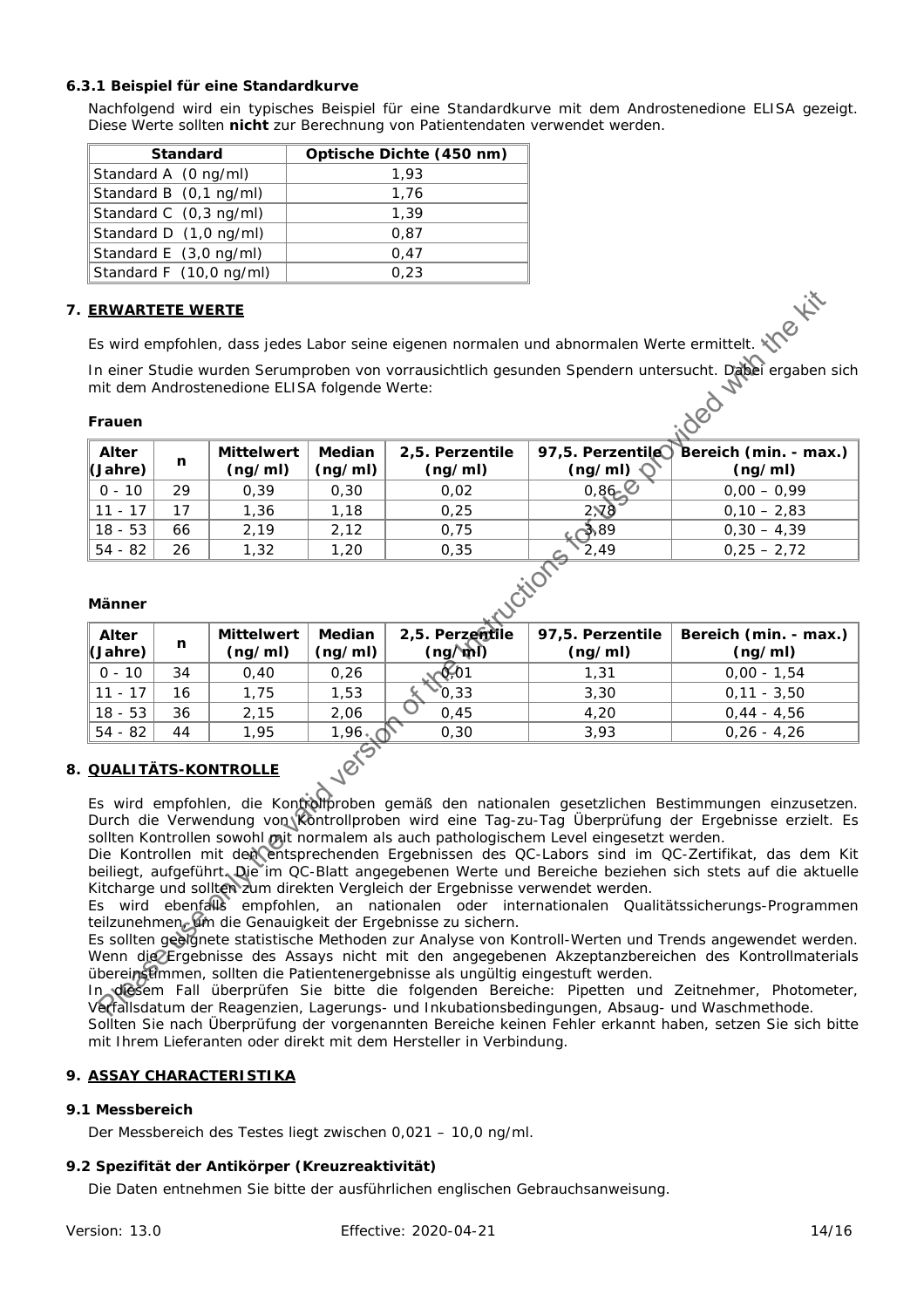### 6.3.1 Beispiel für eine Standardkurve

Nachfolgend wird ein typisches Beispiel für eine Standardkurve mit dem Androstenedione ELISA gezeigt. Diese Werte sollten **nicht** zur Berechnung von Patientendaten verwendet werden.

| Standard | Optische Dichte (450 nm) |
|---|---|
| Standard A (0 ng/ml) | 1,93 |
| Standard B (0,1 ng/ml) | 1,76 |
| Standard C (0,3 ng/ml) | 1,39 |
| Standard D (1,0 ng/ml) | 0,87 |
| Standard E (3,0 ng/ml) | 0,47 |
| Standard F (10,0 ng/ml) | 0,23 |

## 7. ERWARTETE WERTE

Es wird empfohlen, dass jedes Labor seine eigenen normalen und abnormalen Werte ermittelt.

In einer Studie wurden Serumproben von vorrausichtlich gesunden Spendern untersucht. Dabei ergaben sich mit dem Androstenedione ELISA folgende Werte:

**Frauen**

| Alter (Jahre) | n | Mittelwert (ng/ml) | Median (ng/ml) | 2,5. Perzentile (ng/ml) | 97,5. Perzentile (ng/ml) | Bereich (min. - max.) (ng/ml) |
|---|---|---|---|---|---|---|
| 0 - 10 | 29 | 0,39 | 0,30 | 0,02 | 0,86 | 0,00 – 0,99 |
| 11 - 17 | 17 | 1,36 | 1,18 | 0,25 | 2,78 | 0,10 – 2,83 |
| 18 - 53 | 66 | 2,19 | 2,12 | 0,75 | 3,89 | 0,30 – 4,39 |
| 54 - 82 | 26 | 1,32 | 1,20 | 0,35 | 2,49 | 0,25 – 2,72 |

**Männer**

| Alter (Jahre) | n | Mittelwert (ng/ml) | Median (ng/ml) | 2,5. Perzentile (ng/ml) | 97,5. Perzentile (ng/ml) | Bereich (min. - max.) (ng/ml) |
|---|---|---|---|---|---|---|
| 0 - 10 | 34 | 0,40 | 0,26 | 0,01 | 1,31 | 0,00 - 1,54 |
| 11 - 17 | 16 | 1,75 | 1,53 | 0,33 | 3,30 | 0,11 - 3,50 |
| 18 - 53 | 36 | 2,15 | 2,06 | 0,45 | 4,20 | 0,44 - 4,56 |
| 54 - 82 | 44 | 1,95 | 1,96 | 0,30 | 3,93 | 0,26 - 4,26 |

## 8. QUALITÄTS-KONTROLLE

Es wird empfohlen, die Kontrollproben gemäß den nationalen gesetzlichen Bestimmungen einzusetzen. Durch die Verwendung von Kontrollproben wird eine Tag-zu-Tag Überprüfung der Ergebnisse erzielt. Es sollten Kontrollen sowohl mit normalem als auch pathologischem Level eingesetzt werden.
Die Kontrollen mit den entsprechenden Ergebnissen des QC-Labors sind im QC-Zertifikat, das dem Kit beiliegt, aufgeführt. Die im QC-Blatt angegebenen Werte und Bereiche beziehen sich stets auf die aktuelle Kitcharge und sollten zum direkten Vergleich der Ergebnisse verwendet werden.
Es wird ebenfalls empfohlen, an nationalen oder internationalen Qualitätssicherungs-Programmen teilzunehmen, um die Genauigkeit der Ergebnisse zu sichern.
Es sollten geeignete statistische Methoden zur Analyse von Kontroll-Werten und Trends angewendet werden. Wenn die Ergebnisse des Assays nicht mit den angegebenen Akzeptanzbereichen des Kontrollmaterials übereinstimmen, sollten die Patientenergebnisse als ungültig eingestuft werden.
In diesem Fall überprüfen Sie bitte die folgenden Bereiche: Pipetten und Zeitnehmer, Photometer, Verfallsdatum der Reagenzien, Lagerungs- und Inkubationsbedingungen, Absaug- und Waschmethode.
Sollten Sie nach Überprüfung der vorgenannten Bereiche keinen Fehler erkannt haben, setzen Sie sich bitte mit Ihrem Lieferanten oder direkt mit dem Hersteller in Verbindung.

## 9. ASSAY CHARACTERISTIKA

### 9.1 Messbereich

Der Messbereich des Testes liegt zwischen 0,021 – 10,0 ng/ml.

### 9.2 Spezifität der Antikörper (Kreuzreaktivität)

Die Daten entnehmen Sie bitte der ausführlichen englischen Gebrauchsanweisung.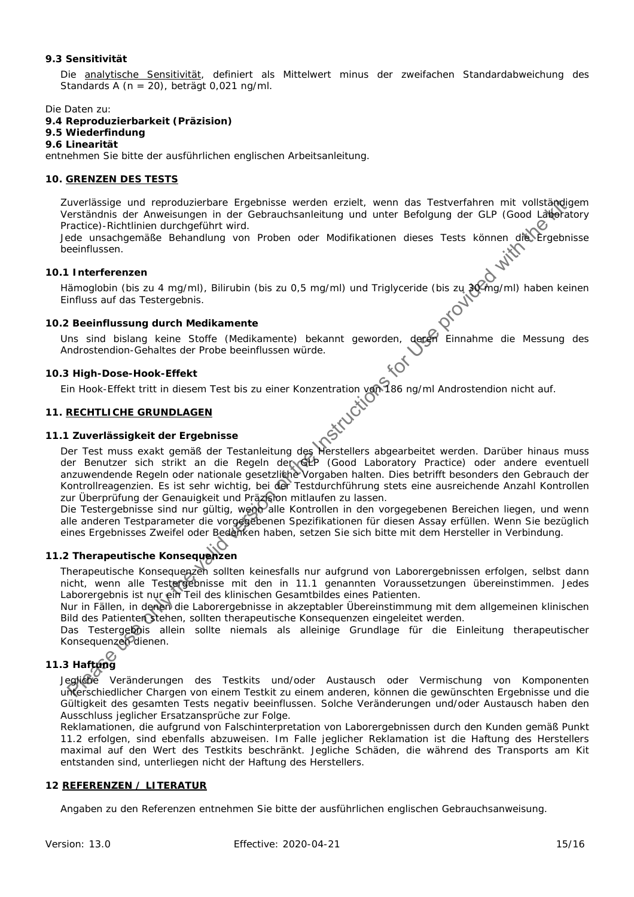### 9.3 Sensitivität

Die analytische Sensitivität, definiert als Mittelwert minus der zweifachen Standardabweichung des Standards A (n = 20), beträgt 0,021 ng/ml.

Die Daten zu:

**9.4 Reproduzierbarkeit (Präzision)**
**9.5 Wiederfindung**
**9.6 Linearität**

entnehmen Sie bitte der ausführlichen englischen Arbeitsanleitung.

## 10. GRENZEN DES TESTS

Zuverlässige und reproduzierbare Ergebnisse werden erzielt, wenn das Testverfahren mit vollständigem Verständnis der Anweisungen in der Gebrauchsanleitung und unter Befolgung der GLP (Good Laboratory Practice)-Richtlinien durchgeführt wird.
Jede unsachgemäße Behandlung von Proben oder Modifikationen dieses Tests können die Ergebnisse beeinflussen.

### 10.1 Interferenzen

Hämoglobin (bis zu 4 mg/ml), Bilirubin (bis zu 0,5 mg/ml) und Triglyceride (bis zu 30 mg/ml) haben keinen Einfluss auf das Testergebnis.

### 10.2 Beeinflussung durch Medikamente

Uns sind bislang keine Stoffe (Medikamente) bekannt geworden, deren Einnahme die Messung des Androstendion-Gehaltes der Probe beeinflussen würde.

### 10.3 High-Dose-Hook-Effekt

Ein Hook-Effekt tritt in diesem Test bis zu einer Konzentration von 186 ng/ml Androstendion nicht auf.

## 11. RECHTLICHE GRUNDLAGEN

### 11.1 Zuverlässigkeit der Ergebnisse

Der Test muss exakt gemäß der Testanleitung des Herstellers abgearbeitet werden. Darüber hinaus muss der Benutzer sich strikt an die Regeln der GLP (Good Laboratory Practice) oder andere eventuell anzuwendende Regeln oder nationale gesetzliche Vorgaben halten. Dies betrifft besonders den Gebrauch der Kontrollreagenzien. Es ist sehr wichtig, bei der Testdurchführung stets eine ausreichende Anzahl Kontrollen zur Überprüfung der Genauigkeit und Präzision mitlaufen zu lassen.
Die Testergebnisse sind nur gültig, wenn alle Kontrollen in den vorgegebenen Bereichen liegen, und wenn alle anderen Testparameter die vorgegebenen Spezifikationen für diesen Assay erfüllen. Wenn Sie bezüglich eines Ergebnisses Zweifel oder Bedenken haben, setzen Sie sich bitte mit dem Hersteller in Verbindung.

### 11.2 Therapeutische Konsequenzen

Therapeutische Konsequenzen sollten keinesfalls nur aufgrund von Laborergebnissen erfolgen, selbst dann nicht, wenn alle Testergebnisse mit den in 11.1 genannten Voraussetzungen übereinstimmen. Jedes Laborergebnis ist nur ein Teil des klinischen Gesamtbildes eines Patienten.
Nur in Fällen, in denen die Laborergebnisse in akzeptabler Übereinstimmung mit dem allgemeinen klinischen Bild des Patienten stehen, sollten therapeutische Konsequenzen eingeleitet werden.
Das Testergebnis allein sollte niemals als alleinige Grundlage für die Einleitung therapeutischer Konsequenzen dienen.

### 11.3 Haftung

Jegliche Veränderungen des Testkits und/oder Austausch oder Vermischung von Komponenten unterschiedlicher Chargen von einem Testkit zu einem anderen, können die gewünschten Ergebnisse und die Gültigkeit des gesamten Tests negativ beeinflussen. Solche Veränderungen und/oder Austausch haben den Ausschluss jeglicher Ersatzansprüche zur Folge.
Reklamationen, die aufgrund von Falschinterpretation von Laborergebnissen durch den Kunden gemäß Punkt 11.2 erfolgen, sind ebenfalls abzuweisen. Im Falle jeglicher Reklamation ist die Haftung des Herstellers maximal auf den Wert des Testkits beschränkt. Jegliche Schäden, die während des Transports am Kit entstanden sind, unterliegen nicht der Haftung des Herstellers.

## 12 REFERENZEN / LITERATUR

Angaben zu den Referenzen entnehmen Sie bitte der ausführlichen englischen Gebrauchsanweisung.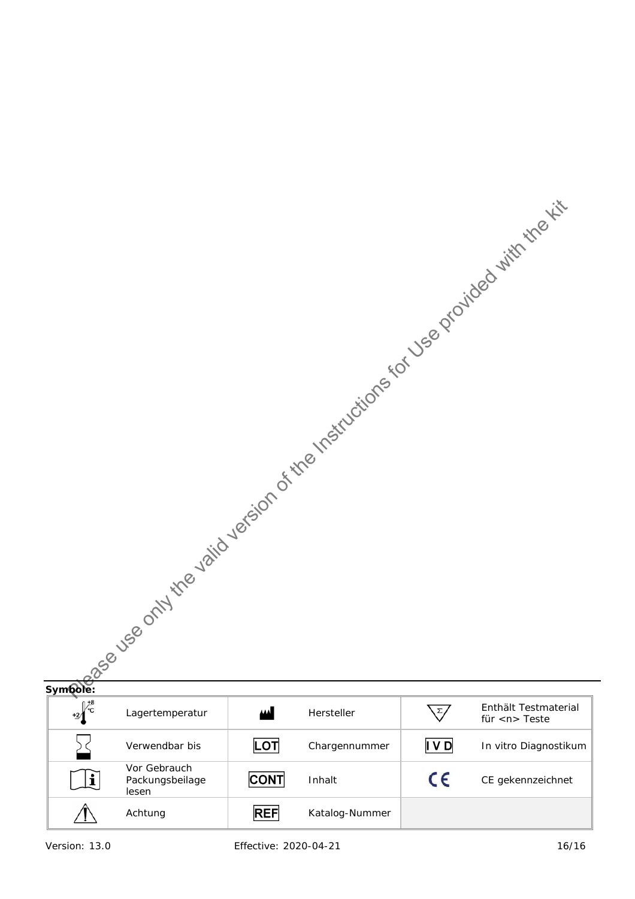Please use only the valid version of the Instructions for Use provided with the kit

**Symbole:**

| | | | | | |
|---|---|---|---|---|---|
| +2 / +8 °C | Lagertemperatur | | Hersteller | Σ | Enthält Testmaterial für <n> Teste |
| | Verwendbar bis | LOT | Chargennummer | IVD | In vitro Diagnostikum |
| i | Vor Gebrauch Packungsbeilage lesen | CONT | Inhalt | CE | CE gekennzeichnet |
| ⚠ | Achtung | REF | Katalog-Nummer | | |

Version: 13.0 Effective: 2020-04-21